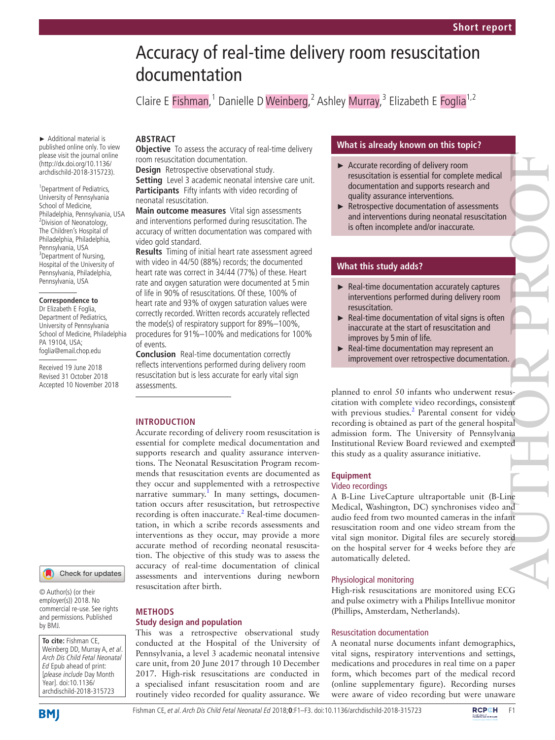Short report

# Accuracy of real-time delivery room resuscitation documentation

Claire E Fishman,[1] Danielle D Weinberg,[2] Ashley Murray,[3] Elizabeth E Foglia[1,2]

► Additional material is published online only. To view please visit the journal online (http://dx.doi.org/10.1136/archdischild-2018-315723).

[1]Department of Pediatrics, University of Pennsylvania School of Medicine, Philadelphia, Pennsylvania, USA
[2]Division of Neonatology, The Children's Hospital of Philadelphia, Philadelphia, Pennsylvania, USA
[3]Department of Nursing, Hospital of the University of Pennsylvania, Philadelphia, Pennsylvania, USA

**Correspondence to**
Dr Elizabeth E Foglia, Department of Pediatrics, University of Pennsylvania School of Medicine, Philadelphia PA 19104, USA; foglia@email.chop.edu

Received 19 June 2018
Revised 31 October 2018
Accepted 10 November 2018

## ABSTRACT

**Objective** To assess the accuracy of real-time delivery room resuscitation documentation.

**Design** Retrospective observational study.

**Setting** Level 3 academic neonatal intensive care unit.

**Participants** Fifty infants with video recording of neonatal resuscitation.

**Main outcome measures** Vital sign assessments and interventions performed during resuscitation. The accuracy of written documentation was compared with video gold standard.

**Results** Timing of initial heart rate assessment agreed with video in 44/50 (88%) records; the documented heart rate was correct in 34/44 (77%) of these. Heart rate and oxygen saturation were documented at 5 min of life in 90% of resuscitations. Of these, 100% of heart rate and 93% of oxygen saturation values were correctly recorded. Written records accurately reflected the mode(s) of respiratory support for 89%–100%, procedures for 91%–100% and medications for 100% of events.

**Conclusion** Real-time documentation correctly reflects interventions performed during delivery room resuscitation but is less accurate for early vital sign assessments.

## What is already known on this topic?

- ► Accurate recording of delivery room resuscitation is essential for complete medical documentation and supports research and quality assurance interventions.
- ► Retrospective documentation of assessments and interventions during neonatal resuscitation is often incomplete and/or inaccurate.

## What this study adds?

- ► Real-time documentation accurately captures interventions performed during delivery room resuscitation.
- ► Real-time documentation of vital signs is often inaccurate at the start of resuscitation and improves by 5 min of life.
- ► Real-time documentation may represent an improvement over retrospective documentation.

## INTRODUCTION

Accurate recording of delivery room resuscitation is essential for complete medical documentation and supports research and quality assurance interventions. The Neonatal Resuscitation Program recommends that resuscitation events are documented as they occur and supplemented with a retrospective narrative summary.[1] In many settings, documentation occurs after resuscitation, but retrospective recording is often inaccurate.[2] Real-time documentation, in which a scribe records assessments and interventions as they occur, may provide a more accurate method of recording neonatal resuscitation. The objective of this study was to assess the accuracy of real-time documentation of clinical assessments and interventions during newborn resuscitation after birth.

## METHODS

### Study design and population

This was a retrospective observational study conducted at the Hospital of the University of Pennsylvania, a level 3 academic neonatal intensive care unit, from 20 June 2017 through 10 December 2017. High-risk resuscitations are conducted in a specialised infant resuscitation room and are routinely video recorded for quality assurance. We planned to enrol 50 infants who underwent resuscitation with complete video recordings, consistent with previous studies.[2] Parental consent for video recording is obtained as part of the general hospital admission form. The University of Pennsylvania Institutional Review Board reviewed and exempted this study as a quality assurance initiative.

### Equipment

#### Video recordings

A B-Line LiveCapture ultraportable unit (B-Line Medical, Washington, DC) synchronises video and audio feed from two mounted cameras in the infant resuscitation room and one video stream from the vital sign monitor. Digital files are securely stored on the hospital server for 4 weeks before they are automatically deleted.

#### Physiological monitoring

High-risk resuscitations are monitored using ECG and pulse oximetry with a Philips Intellivue monitor (Phillips, Amsterdam, Netherlands).

#### Resuscitation documentation

A neonatal nurse documents infant demographics, vital signs, respiratory interventions and settings, medications and procedures in real time on a paper form, which becomes part of the medical record (online supplementary figure). Recording nurses were aware of video recording but were unaware

© Author(s) (or their employer(s)) 2018. No commercial re-use. See rights and permissions. Published by BMJ.

**To cite:** Fishman CE, Weinberg DD, Murray A, *et al*. *Arch Dis Child Fetal Neonatal Ed* Epub ahead of print: [*please include* Day Month Year]. doi:10.1136/archdischild-2018-315723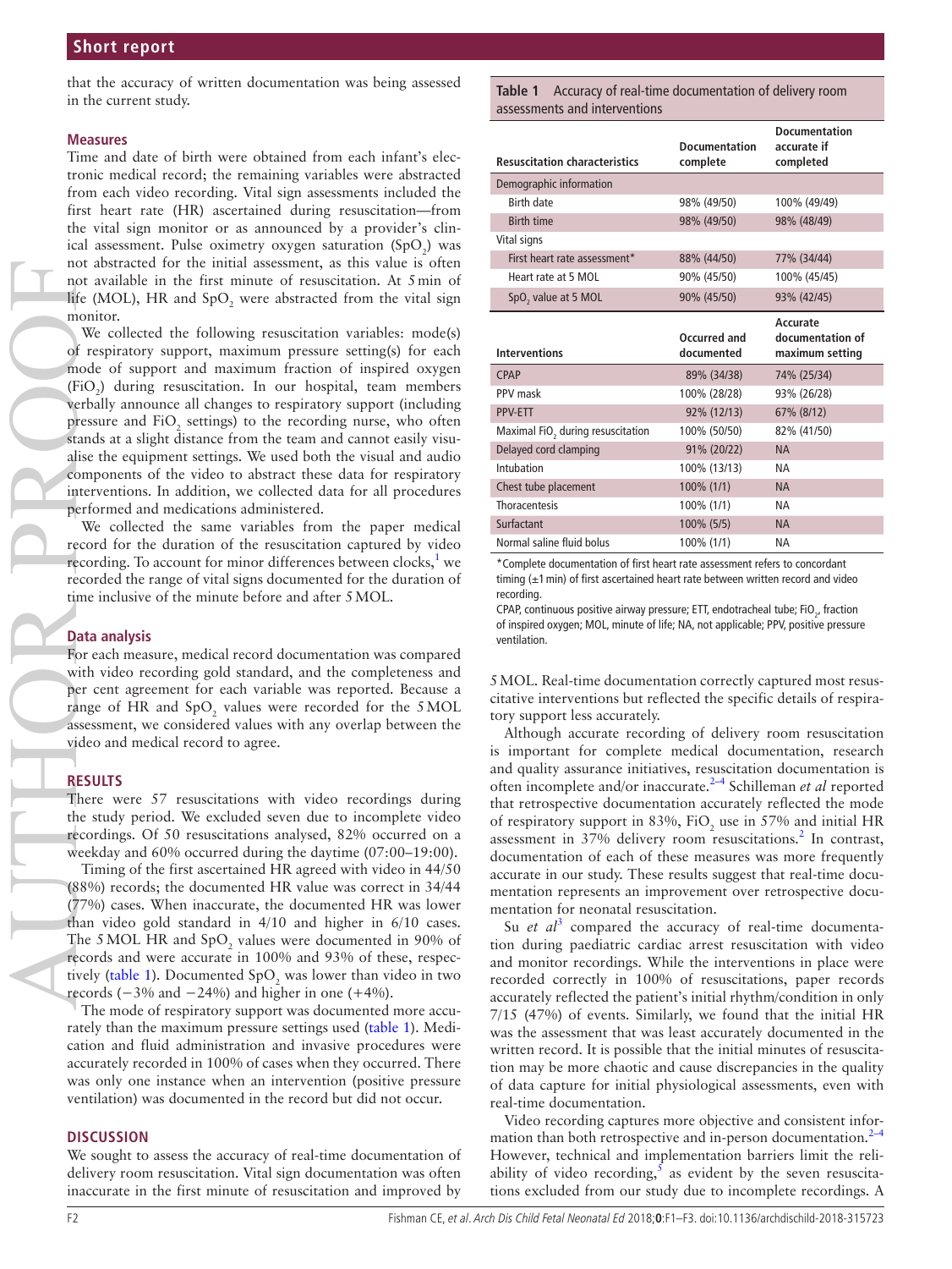that the accuracy of written documentation was being assessed in the current study.

### Measures

Time and date of birth were obtained from each infant's electronic medical record; the remaining variables were abstracted from each video recording. Vital sign assessments included the first heart rate (HR) ascertained during resuscitation—from the vital sign monitor or as announced by a provider's clinical assessment. Pulse oximetry oxygen saturation ($SpO_2$) was not abstracted for the initial assessment, as this value is often not available in the first minute of resuscitation. At 5 min of life (MOL), HR and $SpO_2$ were abstracted from the vital sign monitor.

We collected the following resuscitation variables: mode(s) of respiratory support, maximum pressure setting(s) for each mode of support and maximum fraction of inspired oxygen ($FiO_2$) during resuscitation. In our hospital, team members verbally announce all changes to respiratory support (including pressure and $FiO_2$ settings) to the recording nurse, who often stands at a slight distance from the team and cannot easily visualise the equipment settings. We used both the visual and audio components of the video to abstract these data for respiratory interventions. In addition, we collected data for all procedures performed and medications administered.

We collected the same variables from the paper medical record for the duration of the resuscitation captured by video recording. To account for minor differences between clocks,[1] we recorded the range of vital signs documented for the duration of time inclusive of the minute before and after 5 MOL.

### Data analysis

For each measure, medical record documentation was compared with video recording gold standard, and the completeness and per cent agreement for each variable was reported. Because a range of HR and $SpO_2$ values were recorded for the 5 MOL assessment, we considered values with any overlap between the video and medical record to agree.

## RESULTS

There were 57 resuscitations with video recordings during the study period. We excluded seven due to incomplete video recordings. Of 50 resuscitations analysed, 82% occurred on a weekday and 60% occurred during the daytime (07:00–19:00).

Timing of the first ascertained HR agreed with video in 44/50 (88%) records; the documented HR value was correct in 34/44 (77%) cases. When inaccurate, the documented HR was lower than video gold standard in 4/10 and higher in 6/10 cases. The 5 MOL HR and $SpO_2$ values were documented in 90% of records and were accurate in 100% and 93% of these, respectively (table 1). Documented $SpO_2$ was lower than video in two records (−3% and −24%) and higher in one (+4%).

The mode of respiratory support was documented more accurately than the maximum pressure settings (table 1). Medication and fluid administration and invasive procedures were accurately recorded in 100% of cases when they occurred. There was only one instance when an intervention (positive pressure ventilation) was documented in the record but did not occur.

## DISCUSSION

We sought to assess the accuracy of real-time documentation of delivery room resuscitation. Vital sign documentation was often inaccurate in the first minute of resuscitation and improved by 5 MOL. Real-time documentation correctly captured most resuscitative interventions but reflected the specific details of respiratory support less accurately.

**Table 1** Accuracy of real-time documentation of delivery room assessments and interventions

| Resuscitation characteristics | Documentation complete | Documentation accurate if completed |
|---|---|---|
| Demographic information | | |
| Birth date | 98% (49/50) | 100% (49/49) |
| Birth time | 98% (49/50) | 98% (48/49) |
| Vital signs | | |
| First heart rate assessment* | 88% (44/50) | 77% (34/44) |
| Heart rate at 5 MOL | 90% (45/50) | 100% (45/45) |
| $SpO_2$ value at 5 MOL | 90% (45/50) | 93% (42/45) |
| **Interventions** | **Occurred and documented** | **Accurate documentation of maximum setting** |
| CPAP | 89% (34/38) | 74% (25/34) |
| PPV mask | 100% (28/28) | 93% (26/28) |
| PPV-ETT | 92% (12/13) | 67% (8/12) |
| Maximal $FiO_2$ during resuscitation | 100% (50/50) | 82% (41/50) |
| Delayed cord clamping | 91% (20/22) | NA |
| Intubation | 100% (13/13) | NA |
| Chest tube placement | 100% (1/1) | NA |
| Thoracentesis | 100% (1/1) | NA |
| Surfactant | 100% (5/5) | NA |
| Normal saline fluid bolus | 100% (1/1) | NA |

*Complete documentation of first heart rate assessment refers to concordant timing (±1 min) of first ascertained heart rate between written record and video recording.

CPAP, continuous positive airway pressure; ETT, endotracheal tube; $FiO_2$, fraction of inspired oxygen; MOL, minute of life; NA, not applicable; PPV, positive pressure ventilation.

Although accurate recording of delivery room resuscitation is important for complete medical documentation, research and quality assurance initiatives, resuscitation documentation is often incomplete and/or inaccurate.[2–4] Schilleman *et al* reported that retrospective documentation accurately reflected the mode of respiratory support in 83%, $FiO_2$ use in 57% and initial HR assessment in 37% delivery room resuscitations.[2] In contrast, documentation of each of these measures was more frequently accurate in our study. These results suggest that real-time documentation represents an improvement over retrospective documentation for neonatal resuscitation.

Su *et al*[3] compared the accuracy of real-time documentation during paediatric cardiac arrest resuscitation with video and monitor recordings. While the interventions in place were recorded correctly in 100% of resuscitations, paper records accurately reflected the patient's initial rhythm/condition in only 7/15 (47%) of events. Similarly, we found that the initial HR was the assessment that was least accurately documented in the written record. It is possible that the initial minutes of resuscitation may be more chaotic and cause discrepancies in the quality of data capture for initial physiological assessments, even with real-time documentation.

Video recording captures more objective and consistent information than both retrospective and in-person documentation.[2–4] However, technical and implementation barriers limit the reliability of video recording,[5] as evident by the seven resuscitations excluded from our study due to incomplete recordings. A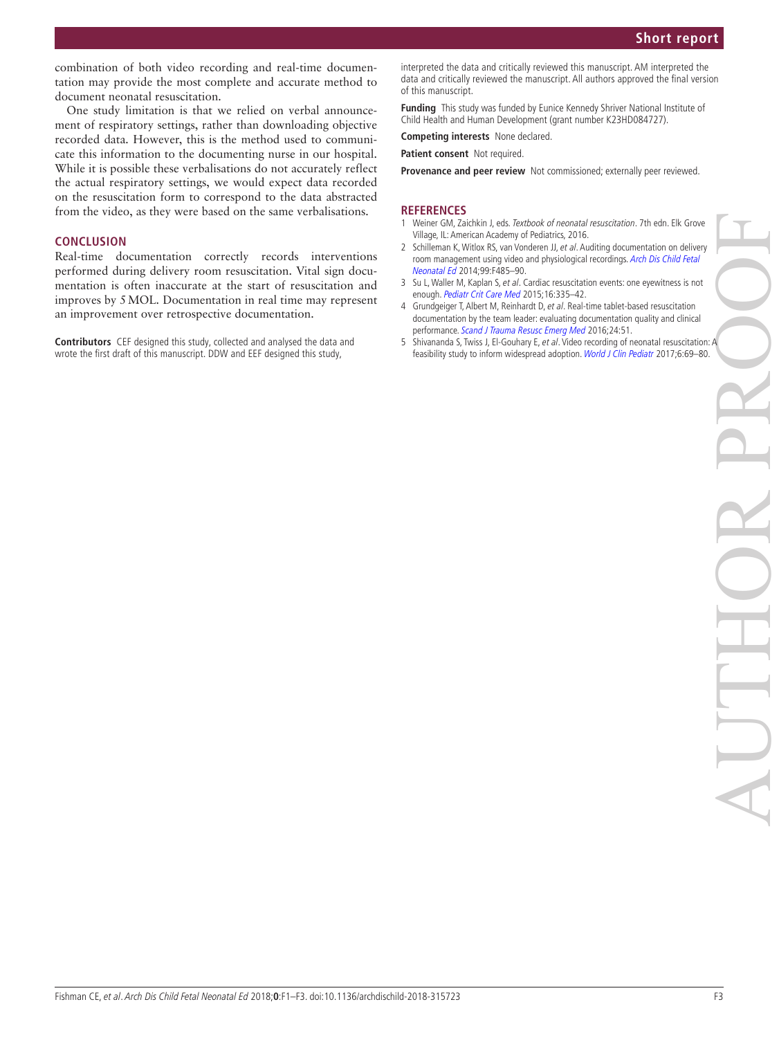combination of both video recording and real-time documentation may provide the most complete and accurate method to document neonatal resuscitation.

One study limitation is that we relied on verbal announcement of respiratory settings, rather than downloading objective recorded data. However, this is the method used to communicate this information to the documenting nurse in our hospital. While it is possible these verbalisations do not accurately reflect the actual respiratory settings, we would expect data recorded on the resuscitation form to correspond to the data abstracted from the video, as they were based on the same verbalisations.

## CONCLUSION

Real-time documentation correctly records interventions performed during delivery room resuscitation. Vital sign documentation is often inaccurate at the start of resuscitation and improves by 5 MOL. Documentation in real time may represent an improvement over retrospective documentation.

**Contributors** CEF designed this study, collected and analysed the data and wrote the first draft of this manuscript. DDW and EEF designed this study, interpreted the data and critically reviewed this manuscript. AM interpreted the data and critically reviewed the manuscript. All authors approved the final version of this manuscript.

**Funding** This study was funded by Eunice Kennedy Shriver National Institute of Child Health and Human Development (grant number K23HD084727).

**Competing interests** None declared.

**Patient consent** Not required.

**Provenance and peer review** Not commissioned; externally peer reviewed.

## REFERENCES

1. Weiner GM, Zaichkin J, eds. *Textbook of neonatal resuscitation*. 7th edn. Elk Grove Village, IL: American Academy of Pediatrics, 2016.
2. Schilleman K, Witlox RS, van Vonderen JJ, *et al*. Auditing documentation on delivery room management using video and physiological recordings. *Arch Dis Child Fetal Neonatal Ed* 2014;99:F485–90.
3. Su L, Waller M, Kaplan S, *et al*. Cardiac resuscitation events: one eyewitness is not enough. *Pediatr Crit Care Med* 2015;16:335–42.
4. Grundgeiger T, Albert M, Reinhardt D, *et al*. Real-time tablet-based resuscitation documentation by the team leader: evaluating documentation quality and clinical performance. *Scand J Trauma Resusc Emerg Med* 2016;24:51.
5. Shivananda S, Twiss J, El-Gouhary E, *et al*. Video recording of neonatal resuscitation: A feasibility study to inform widespread adoption. *World J Clin Pediatr* 2017;6:69–80.